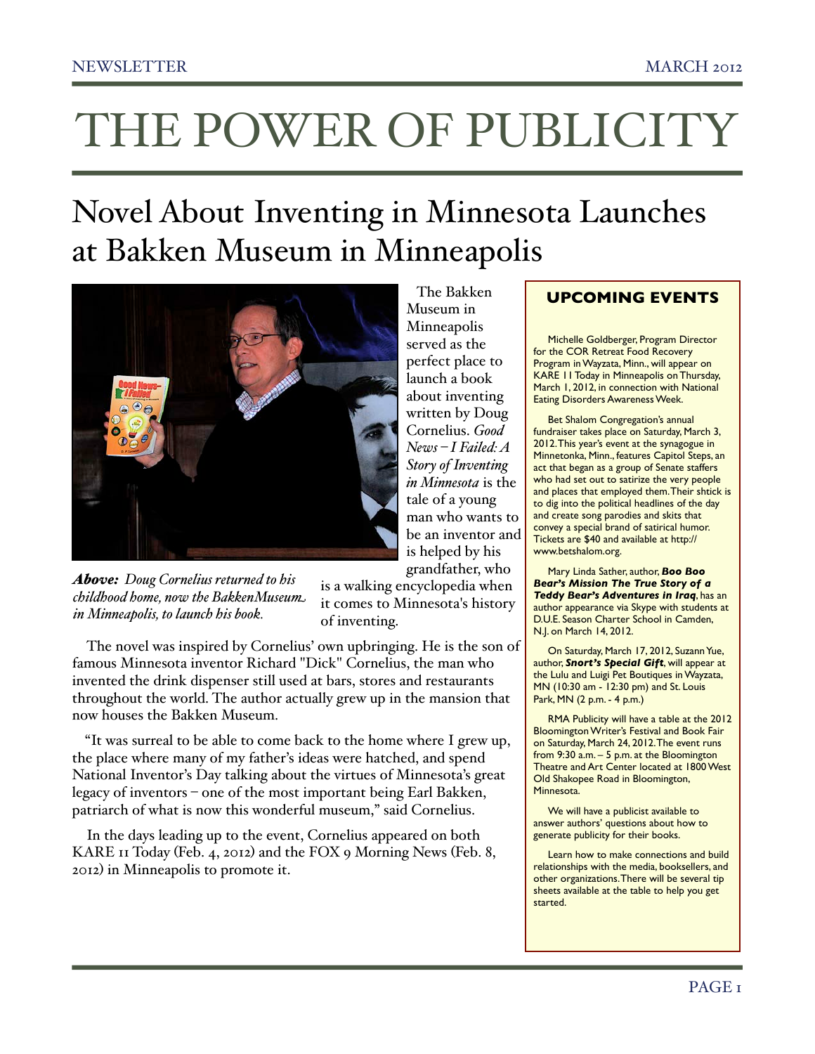# THE POWER OF PUBLICITY

## Novel About Inventing in Minnesota Launches at Bakken Museum in Minneapolis

***Above:*** *Doug Cornelius returned to his childhood home, now the BakkenMuseum in Minneapolis, to launch his book.*

The Bakken Museum in Minneapolis served as the perfect place to launch a book about inventing written by Doug Cornelius. *Good News – I Failed: A Story of Inventing in Minnesota* is the tale of a young man who wants to be an inventor and is helped by his grandfather, who is a walking encyclopedia when it comes to Minnesota's history of inventing.

The novel was inspired by Cornelius' own upbringing. He is the son of famous Minnesota inventor Richard "Dick" Cornelius, the man who invented the drink dispenser still used at bars, stores and restaurants throughout the world. The author actually grew up in the mansion that now houses the Bakken Museum.

"It was surreal to be able to come back to the home where I grew up, the place where many of my father's ideas were hatched, and spend National Inventor's Day talking about the virtues of Minnesota's great legacy of inventors – one of the most important being Earl Bakken, patriarch of what is now this wonderful museum," said Cornelius.

In the days leading up to the event, Cornelius appeared on both KARE 11 Today (Feb. 4, 2012) and the FOX 9 Morning News (Feb. 8, 2012) in Minneapolis to promote it.

### UPCOMING EVENTS

Michelle Goldberger, Program Director for the COR Retreat Food Recovery Program in Wayzata, Minn., will appear on KARE 11 Today in Minneapolis on Thursday, March 1, 2012, in connection with National Eating Disorders Awareness Week.

Bet Shalom Congregation's annual fundraiser takes place on Saturday, March 3, 2012. This year's event at the synagogue in Minnetonka, Minn., features Capitol Steps, an act that began as a group of Senate staffers who had set out to satirize the very people and places that employed them. Their shtick is to dig into the political headlines of the day and create song parodies and skits that convey a special brand of satirical humor. Tickets are $40 and available at http://www.betshalom.org.

Mary Linda Sather, author, ***Boo Boo Bear's Mission The True Story of a Teddy Bear's Adventures in Iraq***, has an author appearance via Skype with students at D.U.E. Season Charter School in Camden, N.J. on March 14, 2012.

On Saturday, March 17, 2012, Suzann Yue, author, ***Snort's Special Gift***, will appear at the Lulu and Luigi Pet Boutiques in Wayzata, MN (10:30 am - 12:30 pm) and St. Louis Park, MN (2 p.m. - 4 p.m.)

RMA Publicity will have a table at the 2012 Bloomington Writer's Festival and Book Fair on Saturday, March 24, 2012. The event runs from 9:30 a.m. – 5 p.m. at the Bloomington Theatre and Art Center located at 1800 West Old Shakopee Road in Bloomington, Minnesota.

We will have a publicist available to answer authors' questions about how to generate publicity for their books.

Learn how to make connections and build relationships with the media, booksellers, and other organizations. There will be several tip sheets available at the table to help you get started.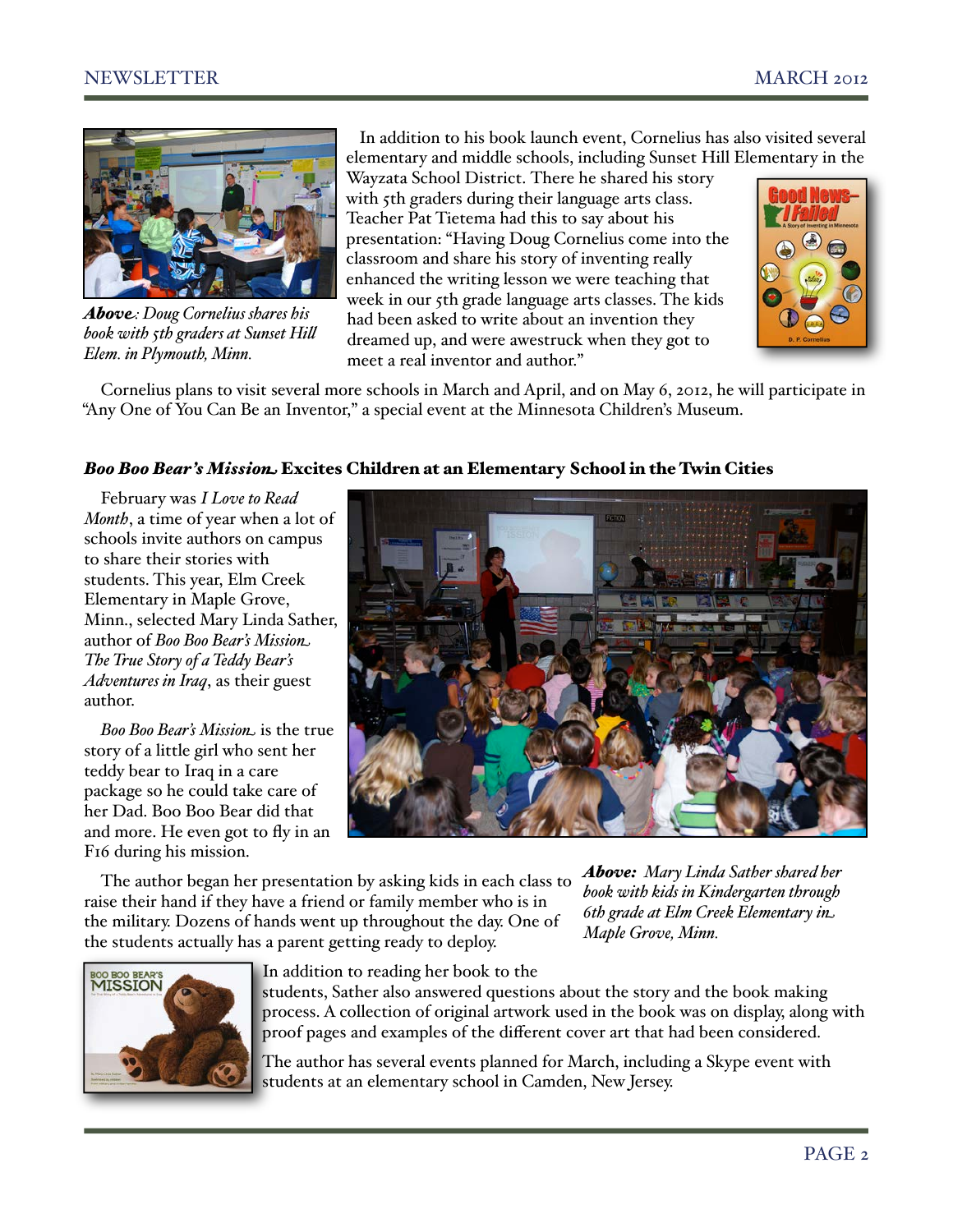*Above*: Doug Cornelius shares his book with 5th graders at Sunset Hill Elem. in Plymouth, Minn.

In addition to his book launch event, Cornelius has also visited several elementary and middle schools, including Sunset Hill Elementary in the Wayzata School District. There he shared his story with 5th graders during their language arts class. Teacher Pat Tietema had this to say about his presentation: "Having Doug Cornelius come into the classroom and share his story of inventing really enhanced the writing lesson we were teaching that week in our 5th grade language arts classes. The kids had been asked to write about an invention they dreamed up, and were awestruck when they got to meet a real inventor and author."

Cornelius plans to visit several more schools in March and April, and on May 6, 2012, he will participate in "Any One of You Can Be an Inventor," a special event at the Minnesota Children's Museum.

## *Boo Boo Bear's Mission* Excites Children at an Elementary School in the Twin Cities

February was *I Love to Read Month*, a time of year when a lot of schools invite authors on campus to share their stories with students. This year, Elm Creek Elementary in Maple Grove, Minn., selected Mary Linda Sather, author of *Boo Boo Bear's Mission The True Story of a Teddy Bear's Adventures in Iraq*, as their guest author.

*Boo Boo Bear's Mission* is the true story of a little girl who sent her teddy bear to Iraq in a care package so he could take care of her Dad. Boo Boo Bear did that and more. He even got to fly in an F16 during his mission.

*Above: Mary Linda Sather shared her book with kids in Kindergarten through 6th grade at Elm Creek Elementary in Maple Grove, Minn.*

The author began her presentation by asking kids in each class to raise their hand if they have a friend or family member who is in the military. Dozens of hands went up throughout the day. One of the students actually has a parent getting ready to deploy.

In addition to reading her book to the students, Sather also answered questions about the story and the book making process. A collection of original artwork used in the book was on display, along with proof pages and examples of the different cover art that had been considered.

The author has several events planned for March, including a Skype event with students at an elementary school in Camden, New Jersey.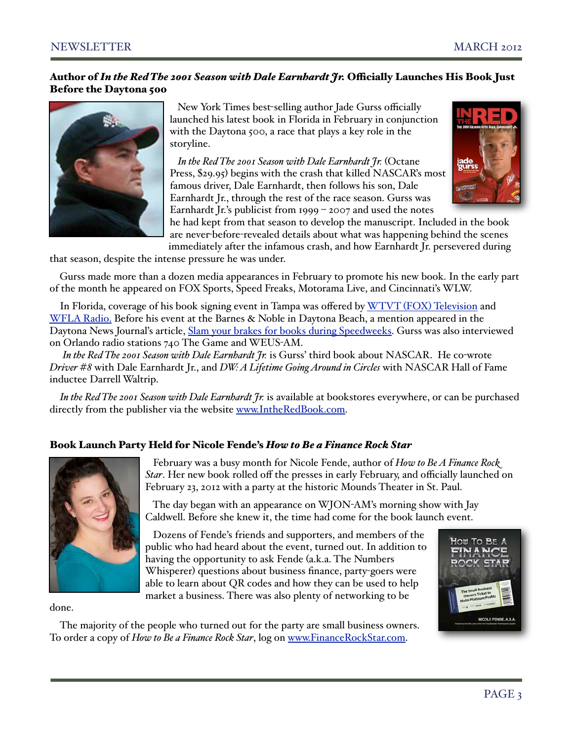## Author of *In the Red The 2001 Season with Dale Earnhardt Jr.* Officially Launches His Book Just Before the Daytona 500

New York Times best-selling author Jade Gurss officially launched his latest book in Florida in February in conjunction with the Daytona 500, a race that plays a key role in the storyline.

*In the Red The 2001 Season with Dale Earnhardt Jr.* (Octane Press, $29.95) begins with the crash that killed NASCAR's most famous driver, Dale Earnhardt, then follows his son, Dale Earnhardt Jr., through the rest of the race season. Gurss was Earnhardt Jr.'s publicist from 1999 – 2007 and used the notes he had kept from that season to develop the manuscript. Included in the book are never-before-revealed details about what was happening behind the scenes immediately after the infamous crash, and how Earnhardt Jr. persevered during that season, despite the intense pressure he was under.

Gurss made more than a dozen media appearances in February to promote his new book. In the early part of the month he appeared on FOX Sports, Speed Freaks, Motorama Live, and Cincinnati's WLW.

In Florida, coverage of his book signing event in Tampa was offered by WTVT (FOX) Television and WFLA Radio. Before his event at the Barnes & Noble in Daytona Beach, a mention appeared in the Daytona News Journal's article, Slam your brakes for books during Speedweeks. Gurss was also interviewed on Orlando radio stations 740 The Game and WEUS-AM.

*In the Red The 2001 Season with Dale Earnhardt Jr.* is Gurss' third book about NASCAR. He co-wrote *Driver #8* with Dale Earnhardt Jr., and *DW: A Lifetime Going Around in Circles* with NASCAR Hall of Fame inductee Darrell Waltrip.

*In the Red The 2001 Season with Dale Earnhardt Jr.* is available at bookstores everywhere, or can be purchased directly from the publisher via the website www.IntheRedBook.com.

## Book Launch Party Held for Nicole Fende's *How to Be a Finance Rock Star*

February was a busy month for Nicole Fende, author of *How to Be A Finance Rock Star*. Her new book rolled off the presses in early February, and officially launched on February 23, 2012 with a party at the historic Mounds Theater in St. Paul.

The day began with an appearance on WJON-AM's morning show with Jay Caldwell. Before she knew it, the time had come for the book launch event.

Dozens of Fende's friends and supporters, and members of the public who had heard about the event, turned out. In addition to having the opportunity to ask Fende (a.k.a. The Numbers Whisperer) questions about business finance, party-goers were able to learn about QR codes and how they can be used to help market a business. There was also plenty of networking to be done.

The majority of the people who turned out for the party are small business owners. To order a copy of *How to Be a Finance Rock Star*, log on www.FinanceRockStar.com.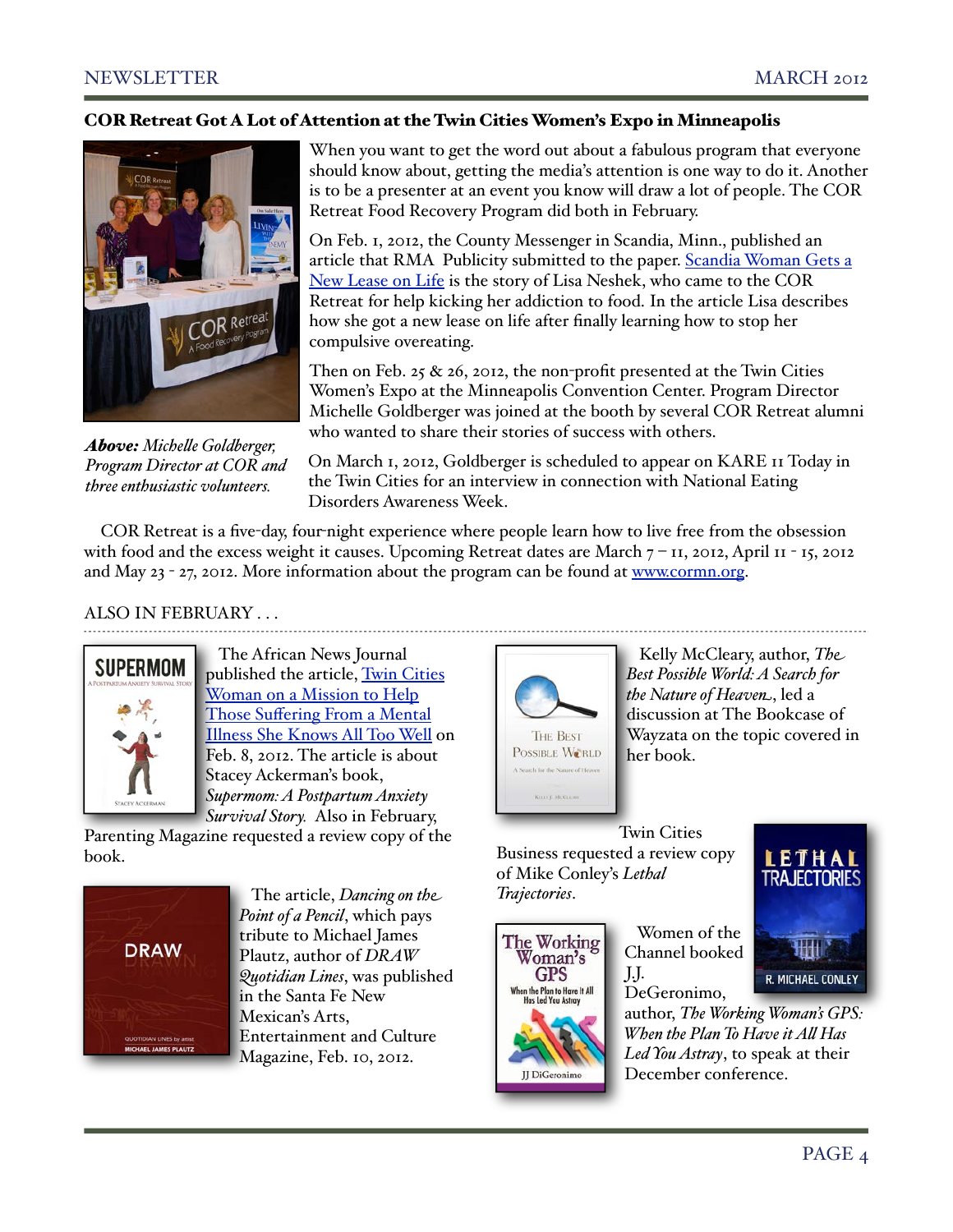## COR Retreat Got A Lot of Attention at the Twin Cities Women's Expo in Minneapolis

When you want to get the word out about a fabulous program that everyone should know about, getting the media's attention is one way to do it. Another is to be a presenter at an event you know will draw a lot of people. The COR Retreat Food Recovery Program did both in February.

On Feb. 1, 2012, the County Messenger in Scandia, Minn., published an article that RMA Publicity submitted to the paper. Scandia Woman Gets a New Lease on Life is the story of Lisa Neshek, who came to the COR Retreat for help kicking her addiction to food. In the article Lisa describes how she got a new lease on life after finally learning how to stop her compulsive overeating.

Then on Feb. 25 & 26, 2012, the non-profit presented at the Twin Cities Women's Expo at the Minneapolis Convention Center. Program Director Michelle Goldberger was joined at the booth by several COR Retreat alumni who wanted to share their stories of success with others.

***Above:*** *Michelle Goldberger, Program Director at COR and three enthusiastic volunteers.*

On March 1, 2012, Goldberger is scheduled to appear on KARE 11 Today in the Twin Cities for an interview in connection with National Eating Disorders Awareness Week.

COR Retreat is a five-day, four-night experience where people learn how to live free from the obsession with food and the excess weight it causes. Upcoming Retreat dates are March 7 – 11, 2012, April 11 - 15, 2012 and May 23 - 27, 2012. More information about the program can be found at www.cormn.org.

## ALSO IN FEBRUARY . . .

The African News Journal published the article, Twin Cities Woman on a Mission to Help Those Suffering From a Mental Illness She Knows All Too Well on Feb. 8, 2012. The article is about Stacey Ackerman's book, *Supermom: A Postpartum Anxiety Survival Story.* Also in February, Parenting Magazine requested a review copy of the book.

The article, *Dancing on the Point of a Pencil*, which pays tribute to Michael James Plautz, author of *DRAW Quotidian Lines*, was published in the Santa Fe New Mexican's Arts, Entertainment and Culture Magazine, Feb. 10, 2012.

Kelly McCleary, author, *The Best Possible World: A Search for the Nature of Heaven*, led a discussion at The Bookcase of Wayzata on the topic covered in her book.

Twin Cities Business requested a review copy of Mike Conley's *Lethal Trajectories*.

Women of the Channel booked J.J. DeGeronimo, author, *The Working Woman's GPS: When the Plan To Have it All Has Led You Astray*, to speak at their December conference.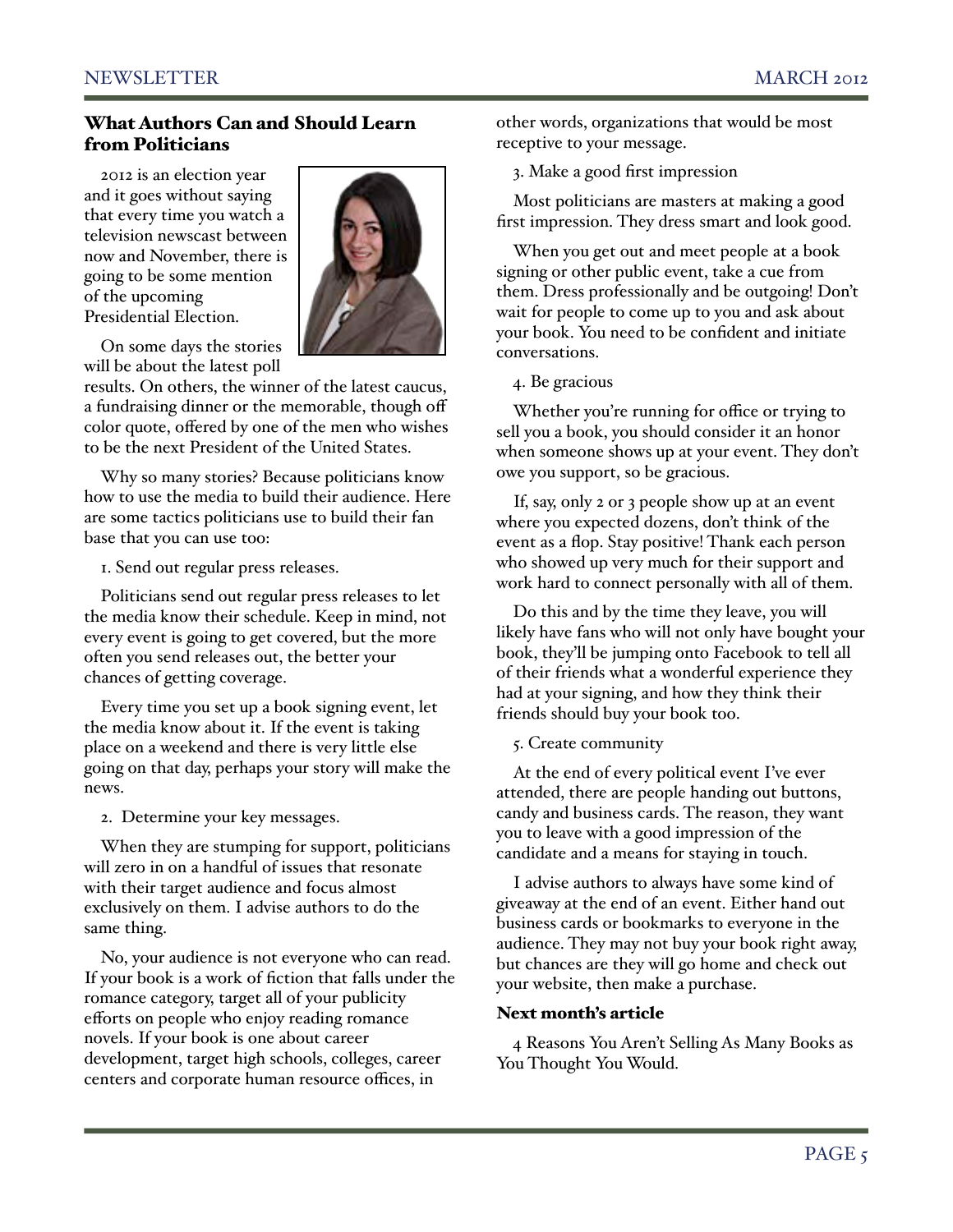## What Authors Can and Should Learn from Politicians

2012 is an election year and it goes without saying that every time you watch a television newscast between now and November, there is going to be some mention of the upcoming Presidential Election.

On some days the stories will be about the latest poll results. On others, the winner of the latest caucus, a fundraising dinner or the memorable, though off color quote, offered by one of the men who wishes to be the next President of the United States.

Why so many stories? Because politicians know how to use the media to build their audience. Here are some tactics politicians use to build their fan base that you can use too:

1. Send out regular press releases.

Politicians send out regular press releases to let the media know their schedule. Keep in mind, not every event is going to get covered, but the more often you send releases out, the better your chances of getting coverage.

Every time you set up a book signing event, let the media know about it. If the event is taking place on a weekend and there is very little else going on that day, perhaps your story will make the news.

2. Determine your key messages.

When they are stumping for support, politicians will zero in on a handful of issues that resonate with their target audience and focus almost exclusively on them. I advise authors to do the same thing.

No, your audience is not everyone who can read. If your book is a work of fiction that falls under the romance category, target all of your publicity efforts on people who enjoy reading romance novels. If your book is one about career development, target high schools, colleges, career centers and corporate human resource offices, in other words, organizations that would be most receptive to your message.

3. Make a good first impression

Most politicians are masters at making a good first impression. They dress smart and look good.

When you get out and meet people at a book signing or other public event, take a cue from them. Dress professionally and be outgoing! Don't wait for people to come up to you and ask about your book. You need to be confident and initiate conversations.

4. Be gracious

Whether you're running for office or trying to sell you a book, you should consider it an honor when someone shows up at your event. They don't owe you support, so be gracious.

If, say, only 2 or 3 people show up at an event where you expected dozens, don't think of the event as a flop. Stay positive! Thank each person who showed up very much for their support and work hard to connect personally with all of them.

Do this and by the time they leave, you will likely have fans who will not only have bought your book, they'll be jumping onto Facebook to tell all of their friends what a wonderful experience they had at your signing, and how they think their friends should buy your book too.

5. Create community

At the end of every political event I've ever attended, there are people handing out buttons, candy and business cards. The reason, they want you to leave with a good impression of the candidate and a means for staying in touch.

I advise authors to always have some kind of giveaway at the end of an event. Either hand out business cards or bookmarks to everyone in the audience. They may not buy your book right away, but chances are they will go home and check out your website, then make a purchase.

### Next month's article

4 Reasons You Aren't Selling As Many Books as You Thought You Would.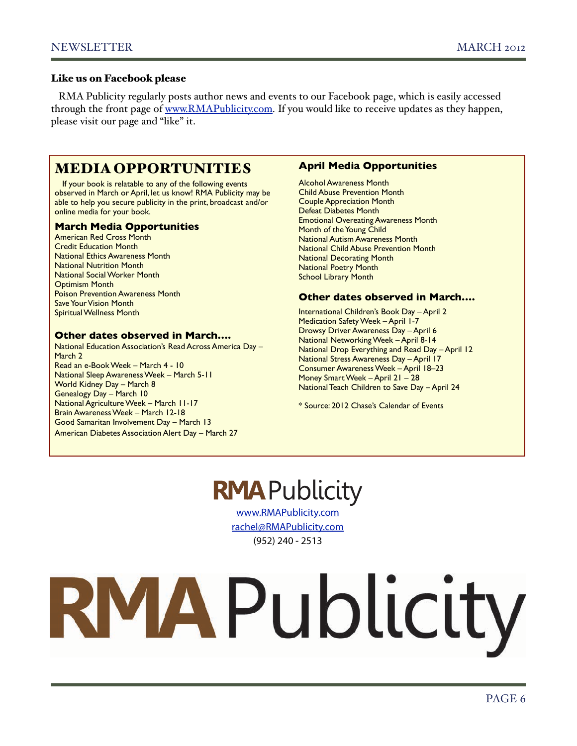### Like us on Facebook please

RMA Publicity regularly posts author news and events to our Facebook page, which is easily accessed through the front page of www.RMAPublicity.com. If you would like to receive updates as they happen, please visit our page and "like" it.

## MEDIA OPPORTUNITIES

If your book is relatable to any of the following events observed in March or April, let us know! RMA Publicity may be able to help you secure publicity in the print, broadcast and/or online media for your book.

### March Media Opportunities

American Red Cross Month
Credit Education Month
National Ethics Awareness Month
National Nutrition Month
National Social Worker Month
Optimism Month
Poison Prevention Awareness Month
Save Your Vision Month
Spiritual Wellness Month

### Other dates observed in March....

National Education Association's Read Across America Day – March 2
Read an e-Book Week – March 4 - 10
National Sleep Awareness Week – March 5-11
World Kidney Day – March 8
Genealogy Day – March 10
National Agriculture Week – March 11-17
Brain Awareness Week – March 12-18
Good Samaritan Involvement Day – March 13
American Diabetes Association Alert Day – March 27

### April Media Opportunities

Alcohol Awareness Month
Child Abuse Prevention Month
Couple Appreciation Month
Defeat Diabetes Month
Emotional Overeating Awareness Month
Month of the Young Child
National Autism Awareness Month
National Child Abuse Prevention Month
National Decorating Month
National Poetry Month
School Library Month

### Other dates observed in March....

International Children's Book Day – April 2
Medication Safety Week – April 1-7
Drowsy Driver Awareness Day – April 6
National Networking Week – April 8-14
National Drop Everything and Read Day – April 12
National Stress Awareness Day – April 17
Consumer Awareness Week – April 18–23
Money Smart Week – April 21 – 28
National Teach Children to Save Day – April 24

\* Source: 2012 Chase's Calendar of Events

**RMA Publicity**

www.RMAPublicity.com
rachel@RMAPublicity.com
(952) 240 - 2513

**RMA Publicity**